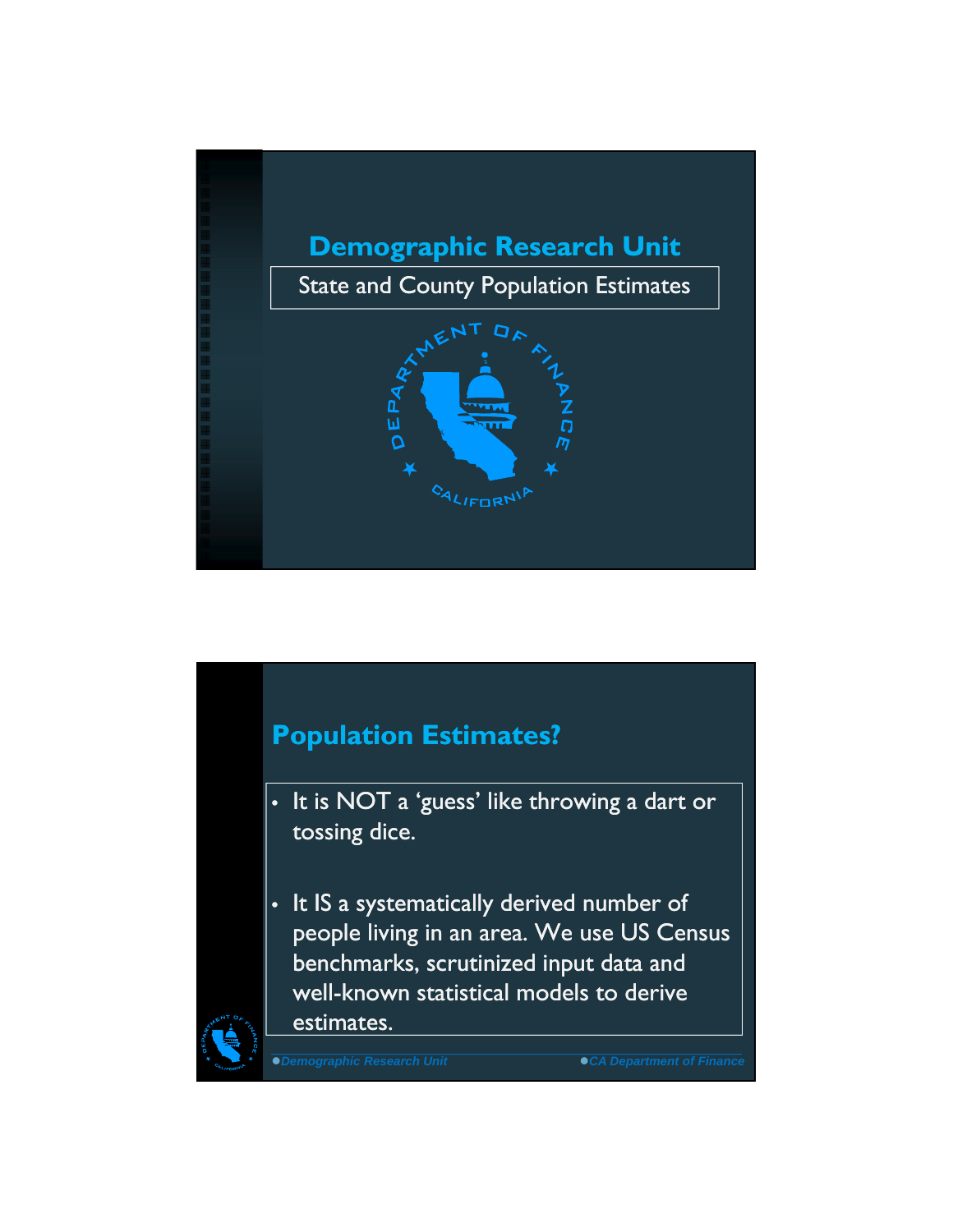# Demographic Research Unit

State and County Population Estimates

## Population Estimates?

- It is NOT a 'guess' like throwing a dart or tossing dice.
- It IS a systematically derived number of people living in an area. We use US Census benchmarks, scrutinized input data and well-known statistical models to derive estimates.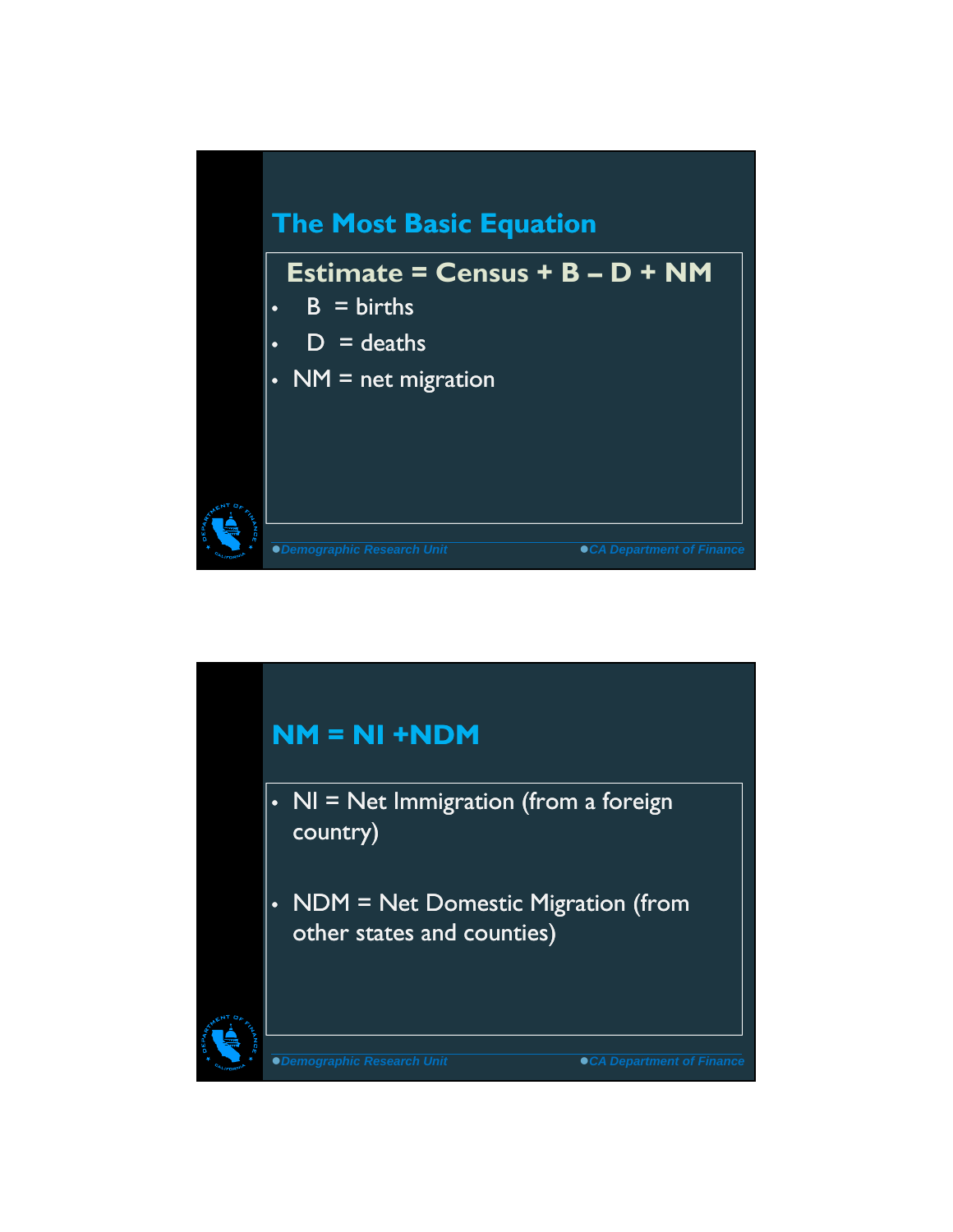## The Most Basic Equation

**Estimate = Census + B – D + NM**

- B = births
- D = deaths
- NM = net migration

## NM = NI +NDM

- NI = Net Immigration (from a foreign country)
- NDM = Net Domestic Migration (from other states and counties)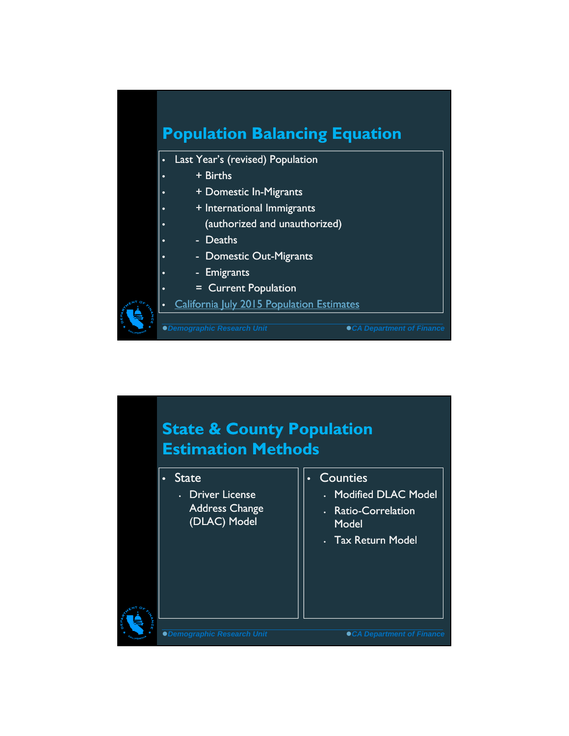## Population Balancing Equation

- Last Year's (revised) Population
- + Births
- + Domestic In-Migrants
- + International Immigrants
- (authorized and unauthorized)
- - Deaths
- - Domestic Out-Migrants
- - Emigrants
- = Current Population
- California July 2015 Population Estimates

## State & County Population Estimation Methods

- State
  - Driver License Address Change (DLAC) Model

- Counties
  - Modified DLAC Model
  - Ratio-Correlation Model
  - Tax Return Model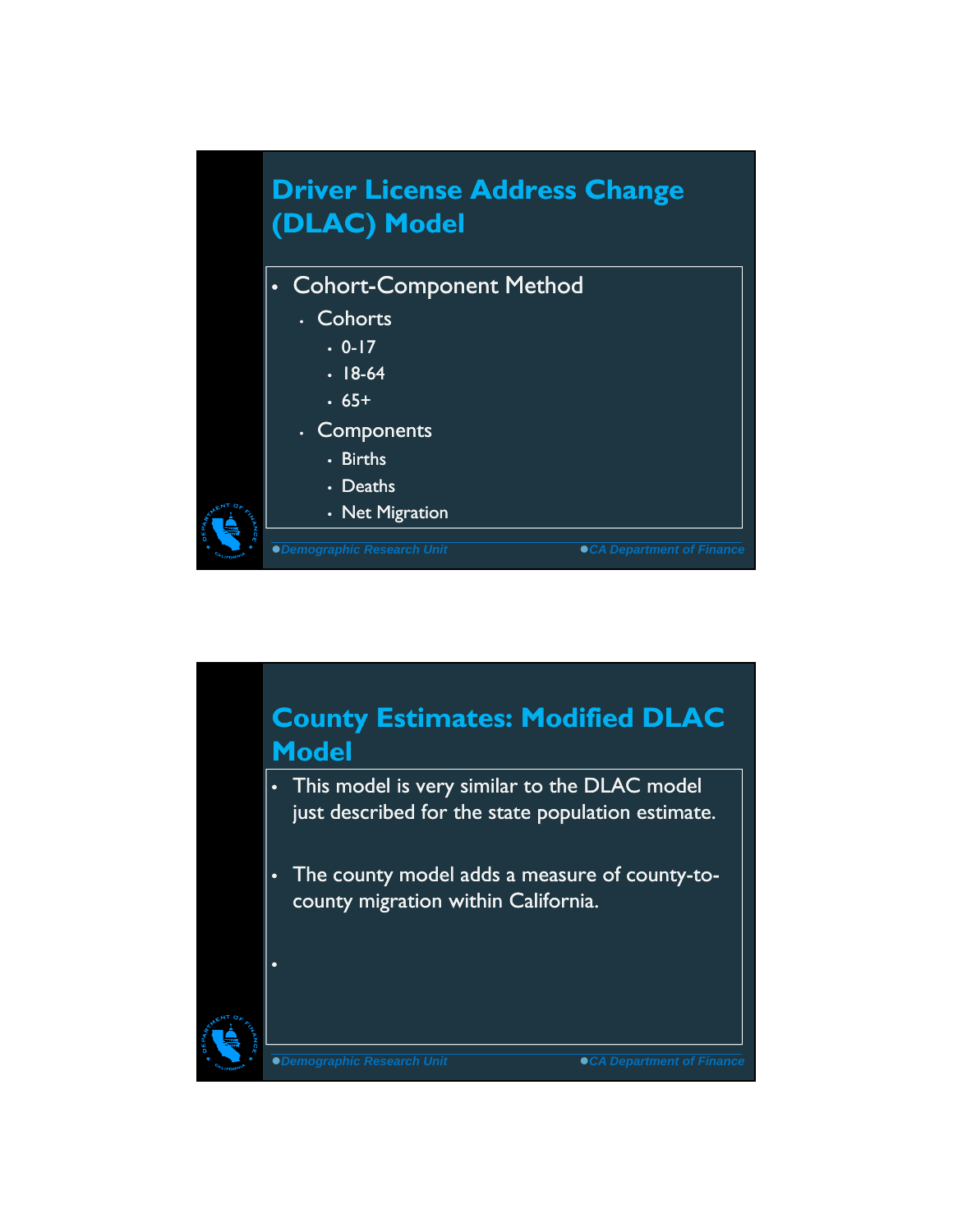## Driver License Address Change (DLAC) Model

- Cohort-Component Method
  - Cohorts
    - 0-17
    - 18-64
    - 65+
  - Components
    - Births
    - Deaths
    - Net Migration

## County Estimates: Modified DLAC Model

- This model is very similar to the DLAC model just described for the state population estimate.
- The county model adds a measure of county-to-county migration within California.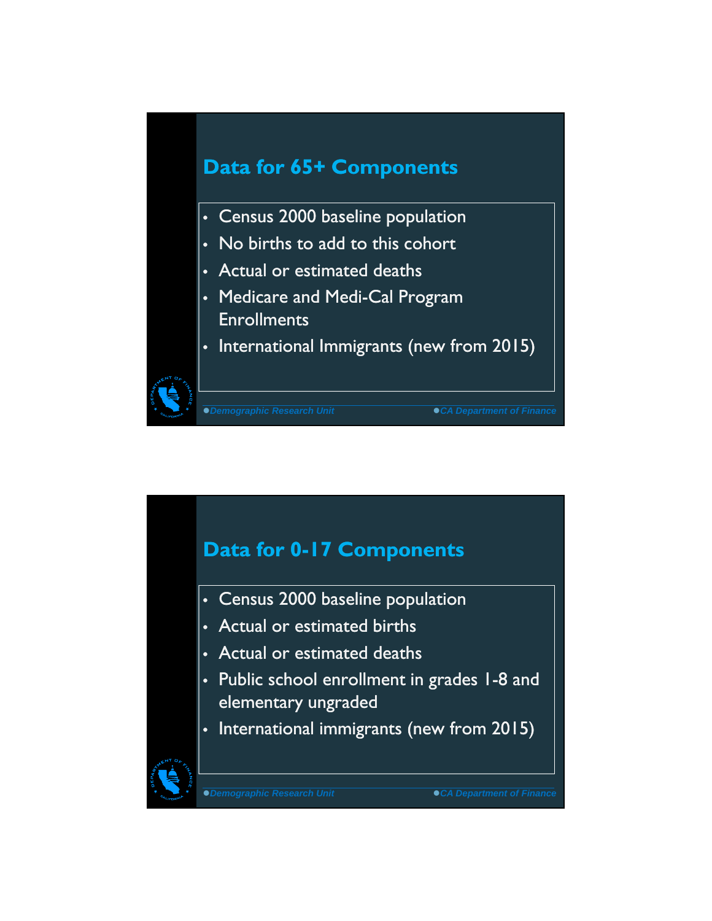## Data for 65+ Components

- Census 2000 baseline population
- No births to add to this cohort
- Actual or estimated deaths
- Medicare and Medi-Cal Program Enrollments
- International Immigrants (new from 2015)

## Data for 0-17 Components

- Census 2000 baseline population
- Actual or estimated births
- Actual or estimated deaths
- Public school enrollment in grades 1-8 and elementary ungraded
- International immigrants (new from 2015)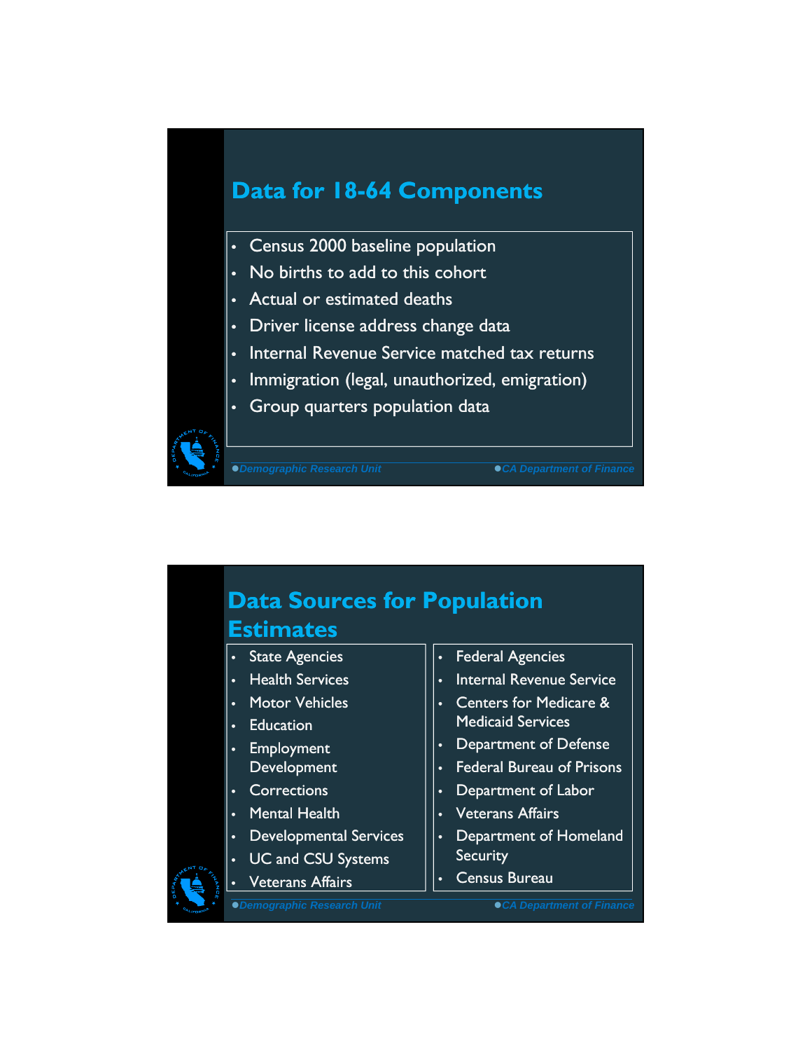## Data for 18-64 Components

- Census 2000 baseline population
- No births to add to this cohort
- Actual or estimated deaths
- Driver license address change data
- Internal Revenue Service matched tax returns
- Immigration (legal, unauthorized, emigration)
- Group quarters population data

*Demographic Research Unit* *CA Department of Finance*

## Data Sources for Population Estimates

- State Agencies
- Health Services
- Motor Vehicles
- Education
- Employment Development
- Corrections
- Mental Health
- Developmental Services
- UC and CSU Systems
- Veterans Affairs

- Federal Agencies
- Internal Revenue Service
- Centers for Medicare & Medicaid Services
- Department of Defense
- Federal Bureau of Prisons
- Department of Labor
- Veterans Affairs
- Department of Homeland Security
- Census Bureau

*Demographic Research Unit* *CA Department of Finance*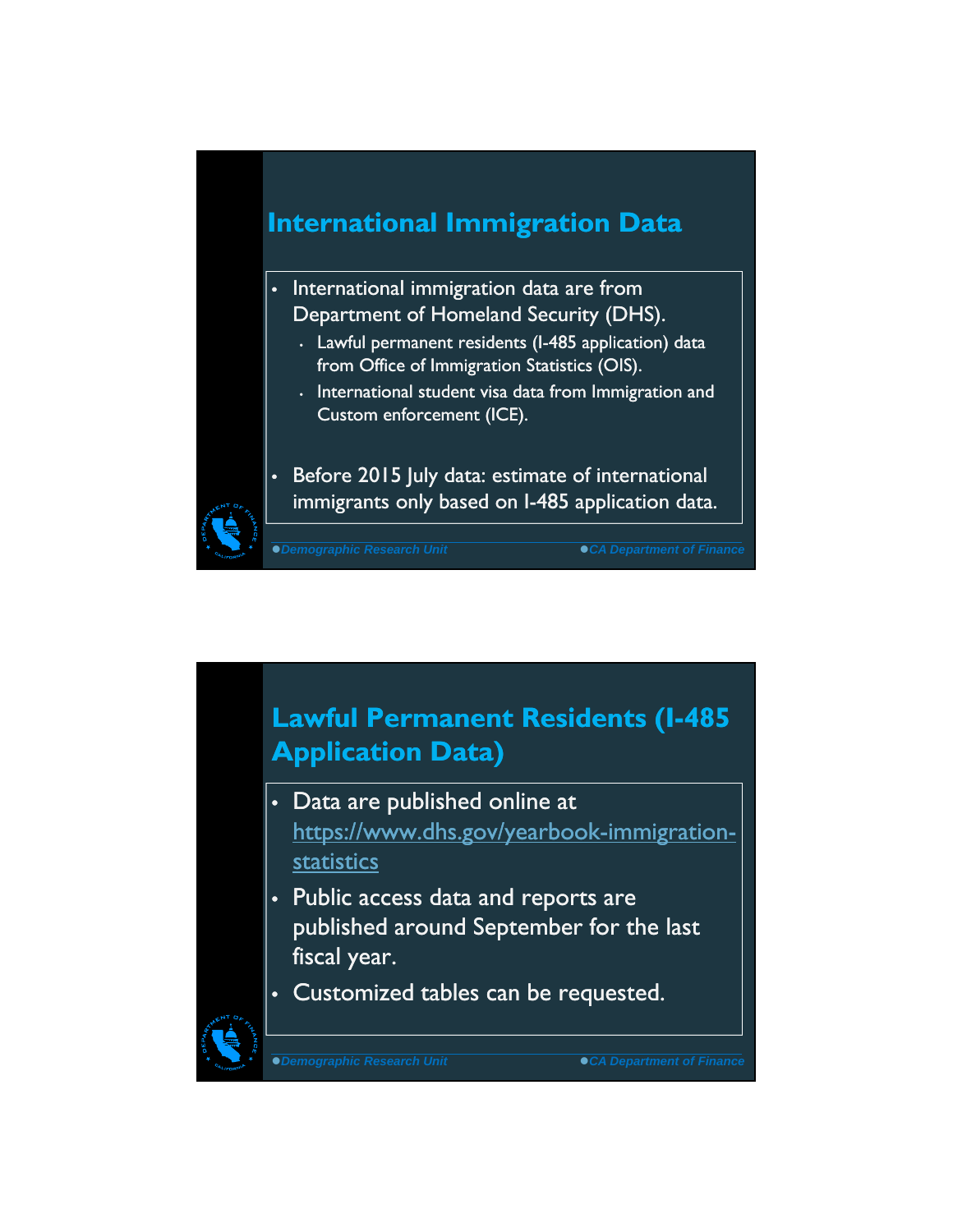## International Immigration Data

- International immigration data are from Department of Homeland Security (DHS).
  - Lawful permanent residents (I-485 application) data from Office of Immigration Statistics (OIS).
  - International student visa data from Immigration and Custom enforcement (ICE).
- Before 2015 July data: estimate of international immigrants only based on I-485 application data.

## Lawful Permanent Residents (I-485 Application Data)

- Data are published online at https://www.dhs.gov/yearbook-immigration-statistics
- Public access data and reports are published around September for the last fiscal year.
- Customized tables can be requested.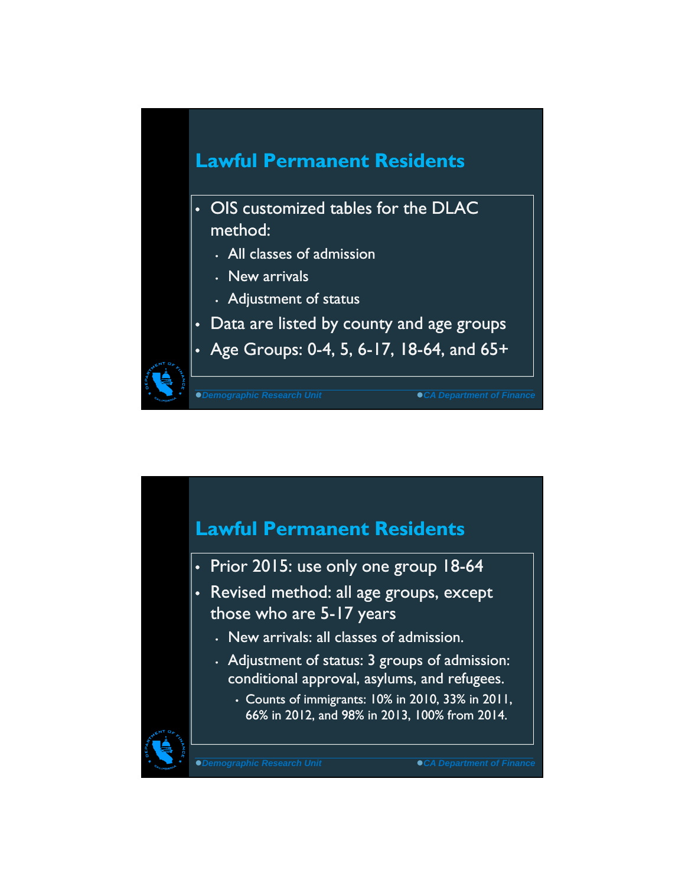## Lawful Permanent Residents

- OIS customized tables for the DLAC method:
  - All classes of admission
  - New arrivals
  - Adjustment of status
- Data are listed by county and age groups
- Age Groups: 0-4, 5, 6-17, 18-64, and 65+

## Lawful Permanent Residents

- Prior 2015: use only one group 18-64
- Revised method: all age groups, except those who are 5-17 years
  - New arrivals: all classes of admission.
  - Adjustment of status: 3 groups of admission: conditional approval, asylums, and refugees.
    - Counts of immigrants: 10% in 2010, 33% in 2011, 66% in 2012, and 98% in 2013, 100% from 2014.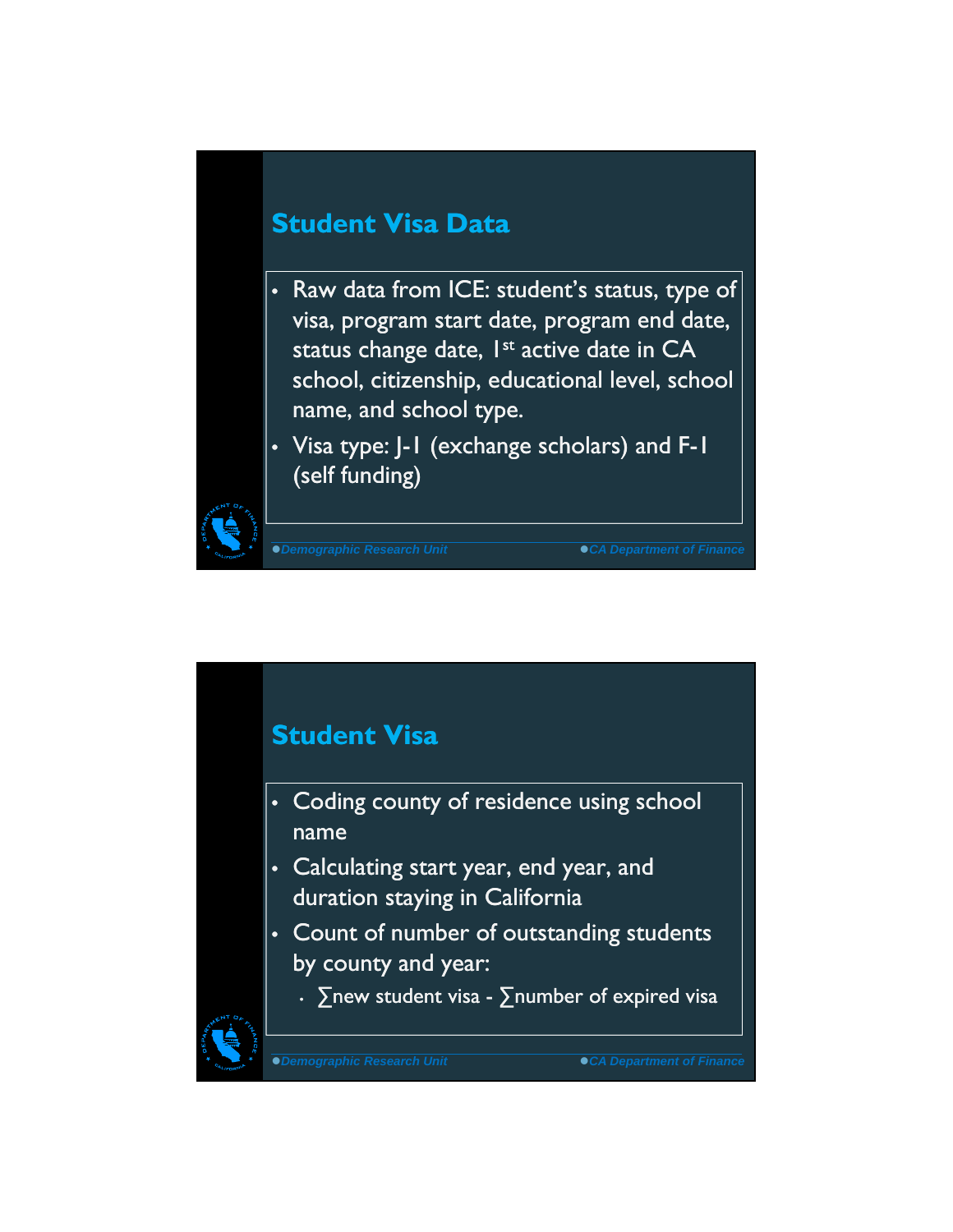## Student Visa Data

- Raw data from ICE: student's status, type of visa, program start date, program end date, status change date, 1st active date in CA school, citizenship, educational level, school name, and school type.
- Visa type: J-1 (exchange scholars) and F-1 (self funding)

## Student Visa

- Coding county of residence using school name
- Calculating start year, end year, and duration staying in California
- Count of number of outstanding students by county and year:
  - ∑new student visa - ∑number of expired visa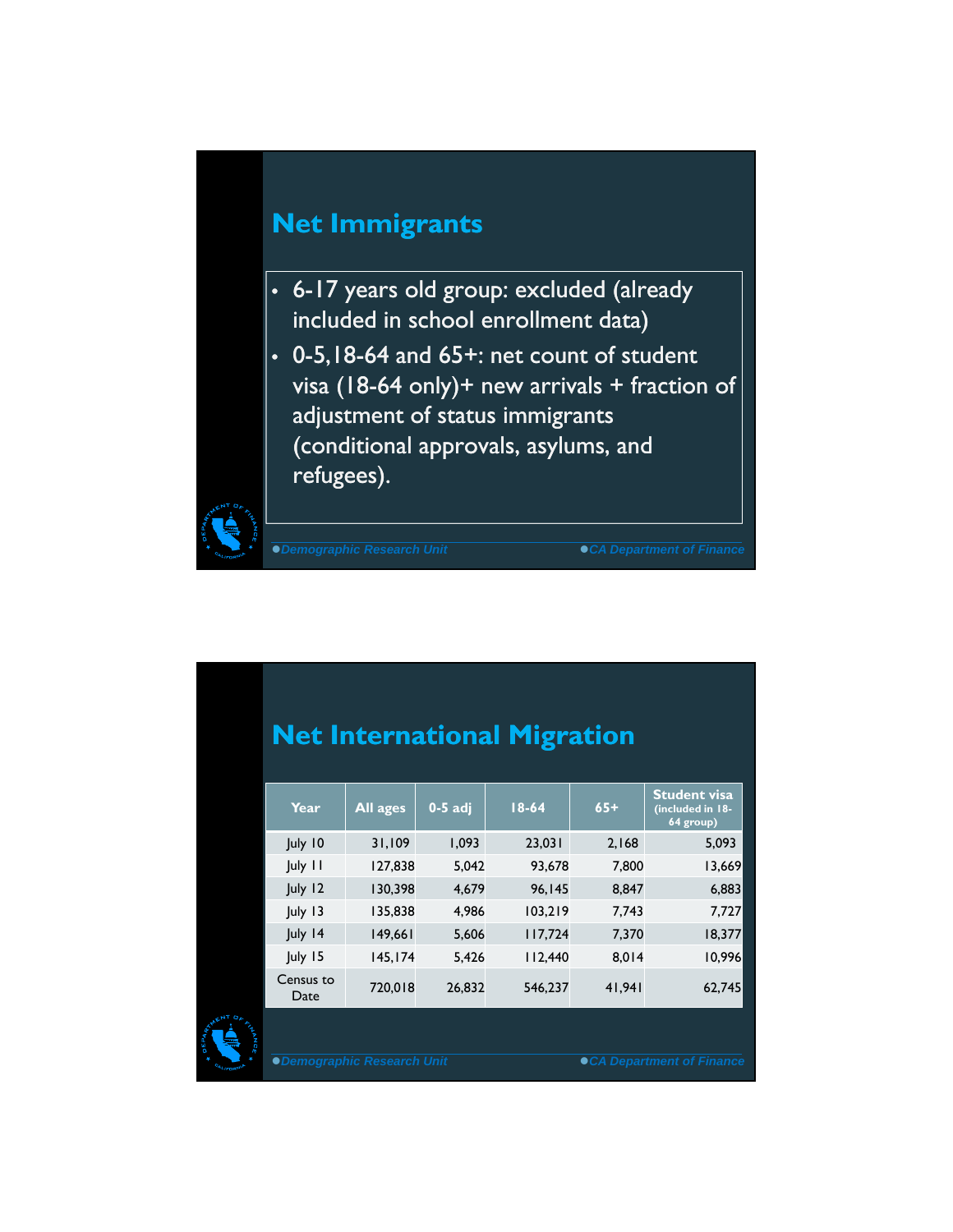## Net Immigrants

- 6-17 years old group: excluded (already included in school enrollment data)
- 0-5,18-64 and 65+: net count of student visa (18-64 only)+ new arrivals + fraction of adjustment of status immigrants (conditional approvals, asylums, and refugees).

●*Demographic Research Unit* ●*CA Department of Finance*

## Net International Migration

| Year | All ages | 0-5 adj | 18-64 | 65+ | Student visa (included in 18-64 group) |
|---|---|---|---|---|---|
| July 10 | 31,109 | 1,093 | 23,031 | 2,168 | 5,093 |
| July 11 | 127,838 | 5,042 | 93,678 | 7,800 | 13,669 |
| July 12 | 130,398 | 4,679 | 96,145 | 8,847 | 6,883 |
| July 13 | 135,838 | 4,986 | 103,219 | 7,743 | 7,727 |
| July 14 | 149,661 | 5,606 | 117,724 | 7,370 | 18,377 |
| July 15 | 145,174 | 5,426 | 112,440 | 8,014 | 10,996 |
| Census to Date | 720,018 | 26,832 | 546,237 | 41,941 | 62,745 |

●*Demographic Research Unit* ●*CA Department of Finance*